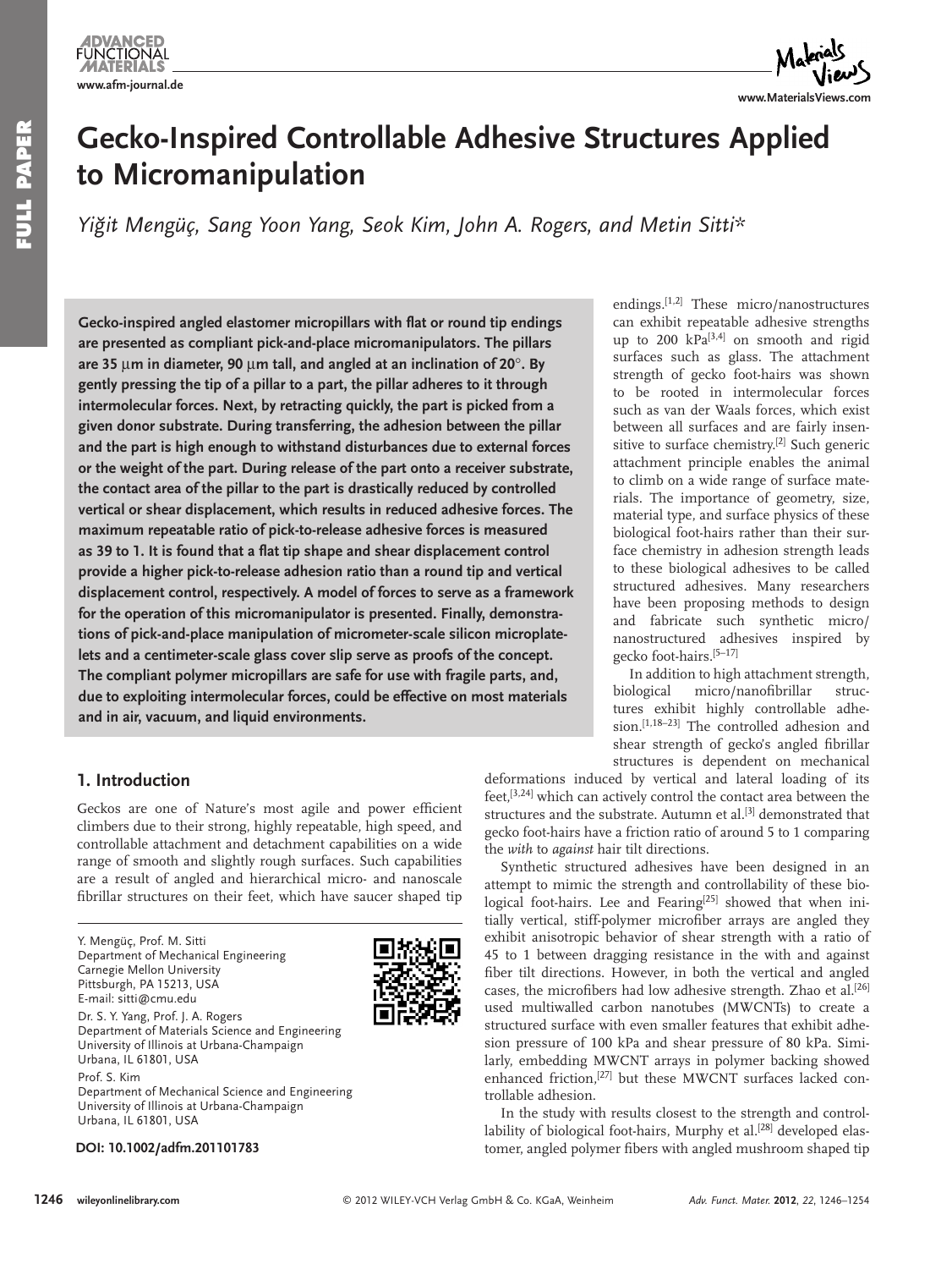# Gecko-Inspired Controllable Adhesive Structures Applied to Micromanipulation

*Yiğit Mengüç, Sang Yoon Yang, Seok Kim, John A. Rogers, and Metin Sitti\**

**Gecko-inspired angled elastomer micropillars with flat or round tip endings are presented as compliant pick-and-place micromanipulators. The pillars are 35 μm in diameter, 90 μm tall, and angled at an inclination of 20°. By gently pressing the tip of a pillar to a part, the pillar adheres to it through intermolecular forces. Next, by retracting quickly, the part is picked from a given donor substrate. During transferring, the adhesion between the pillar and the part is high enough to withstand disturbances due to external forces or the weight of the part. During release of the part onto a receiver substrate, the contact area of the pillar to the part is drastically reduced by controlled vertical or shear displacement, which results in reduced adhesive forces. The maximum repeatable ratio of pick-to-release adhesive forces is measured as 39 to 1. It is found that a flat tip shape and shear displacement control provide a higher pick-to-release adhesion ratio than a round tip and vertical displacement control, respectively. A model of forces to serve as a framework for the operation of this micromanipulator is presented. Finally, demonstrations of pick-and-place manipulation of micrometer-scale silicon microplatelets and a centimeter-scale glass cover slip serve as proofs of the concept. The compliant polymer micropillars are safe for use with fragile parts, and, due to exploiting intermolecular forces, could be effective on most materials and in air, vacuum, and liquid environments.**

## 1. Introduction

Geckos are one of Nature's most agile and power efficient climbers due to their strong, highly repeatable, high speed, and controllable attachment and detachment capabilities on a wide range of smooth and slightly rough surfaces. Such capabilities are a result of angled and hierarchical micro- and nanoscale fibrillar structures on their feet, which have saucer shaped tip endings.[1,2] These micro/nanostructures can exhibit repeatable adhesive strengths up to 200 kPa[3,4] on smooth and rigid surfaces such as glass. The attachment strength of gecko foot-hairs was shown to be rooted in intermolecular forces such as van der Waals forces, which exist between all surfaces and are fairly insensitive to surface chemistry.[2] Such generic attachment principle enables the animal to climb on a wide range of surface materials. The importance of geometry, size, material type, and surface physics of these biological foot-hairs rather than their surface chemistry in adhesion strength leads to these biological adhesives to be called structured adhesives. Many researchers have been proposing methods to design and fabricate such synthetic micro/nanostructured adhesives inspired by gecko foot-hairs.[5–17]

In addition to high attachment strength, biological micro/nanofibrillar structures exhibit highly controllable adhesion.[1,18–23] The controlled adhesion and shear strength of gecko's angled fibrillar structures is dependent on mechanical deformations induced by vertical and lateral loading of its feet,[3,24] which can actively control the contact area between the structures and the substrate. Autumn et al.[3] demonstrated that gecko foot-hairs have a friction ratio of around 5 to 1 comparing the *with* to *against* hair tilt directions.

Synthetic structured adhesives have been designed in an attempt to mimic the strength and controllability of these biological foot-hairs. Lee and Fearing[25] showed that when initially vertical, stiff-polymer microfiber arrays are angled they exhibit anisotropic behavior of shear strength with a ratio of 45 to 1 between dragging resistance in the with and against fiber tilt directions. However, in both the vertical and angled cases, the microfibers had low adhesive strength. Zhao et al.[26] used multiwalled carbon nanotubes (MWCNTs) to create a structured surface with even smaller features that exhibit adhesion pressure of 100 kPa and shear pressure of 80 kPa. Similarly, embedding MWCNT arrays in polymer backing showed enhanced friction,[27] but these MWCNT surfaces lacked controllable adhesion.

In the study with results closest to the strength and controllability of biological foot-hairs, Murphy et al.[28] developed elastomer, angled polymer fibers with angled mushroom shaped tip

Y. Mengüç, Prof. M. Sitti
Department of Mechanical Engineering
Carnegie Mellon University
Pittsburgh, PA 15213, USA
E-mail: sitti@cmu.edu

Dr. S. Y. Yang, Prof. J. A. Rogers
Department of Materials Science and Engineering
University of Illinois at Urbana-Champaign
Urbana, IL 61801, USA

Prof. S. Kim
Department of Mechanical Science and Engineering
University of Illinois at Urbana-Champaign
Urbana, IL 61801, USA

**DOI: 10.1002/adfm.201101783**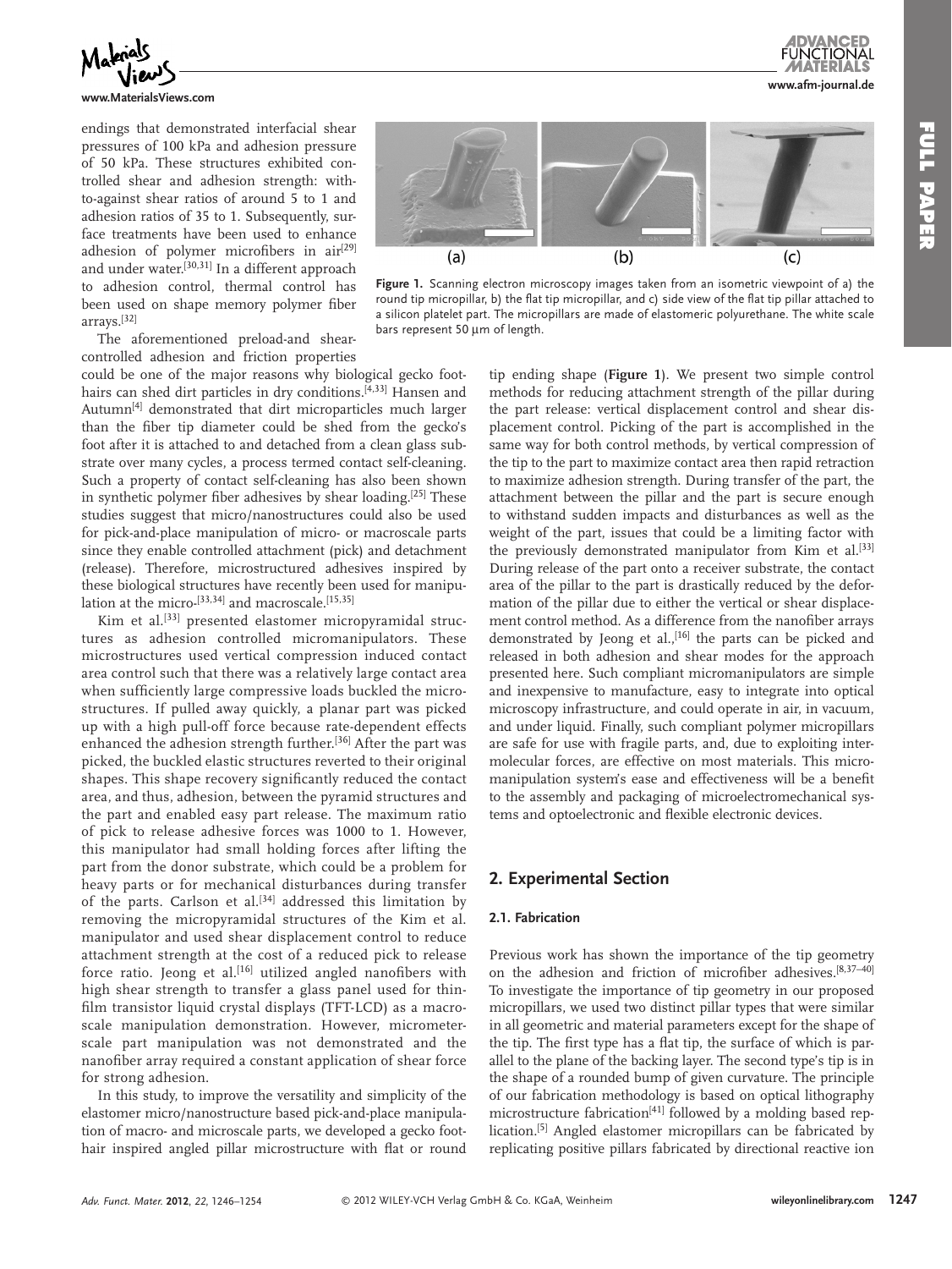endings that demonstrated interfacial shear pressures of 100 kPa and adhesion pressure of 50 kPa. These structures exhibited controlled shear and adhesion strength: with-to-against shear ratios of around 5 to 1 and adhesion ratios of 35 to 1. Subsequently, surface treatments have been used to enhance adhesion of polymer microfibers in air[29] and under water.[30,31] In a different approach to adhesion control, thermal control has been used on shape memory polymer fiber arrays.[32]

The aforementioned preload-and shear-controlled adhesion and friction properties could be one of the major reasons why biological gecko foothairs can shed dirt particles in dry conditions.[4,33] Hansen and Autumn[4] demonstrated that dirt microparticles much larger than the fiber tip diameter could be shed from the gecko's foot after it is attached to and detached from a clean glass substrate over many cycles, a process termed contact self-cleaning. Such a property of contact self-cleaning has also been shown in synthetic polymer fiber adhesives by shear loading.[25] These studies suggest that micro/nanostructures could also be used for pick-and-place manipulation of micro- or macroscale parts since they enable controlled attachment (pick) and detachment (release). Therefore, microstructured adhesives inspired by these biological structures have recently been used for manipulation at the micro-[33,34] and macroscale.[15,35]

Kim et al.[33] presented elastomer micropyramidal structures as adhesion controlled micromanipulators. These microstructures used vertical compression induced contact area control such that there was a relatively large contact area when sufficiently large compressive loads buckled the microstructures. If pulled away quickly, a planar part was picked up with a high pull-off force because rate-dependent effects enhanced the adhesion strength further.[36] After the part was picked, the buckled elastic structures reverted to their original shapes. This shape recovery significantly reduced the contact area, and thus, adhesion, between the pyramid structures and the part and enabled easy part release. The maximum ratio of pick to release adhesive forces was 1000 to 1. However, this manipulator had small holding forces after lifting the part from the donor substrate, which could be a problem for heavy parts or for mechanical disturbances during transfer of the parts. Carlson et al.[34] addressed this limitation by removing the micropyramidal structures of the Kim et al. manipulator and used shear displacement control to reduce attachment strength at the cost of a reduced pick to release force ratio. Jeong et al.[16] utilized angled nanofibers with high shear strength to transfer a glass panel used for thin-film transistor liquid crystal displays (TFT-LCD) as a macroscale manipulation demonstration. However, micrometer-scale part manipulation was not demonstrated and the nanofiber array required a constant application of shear force for strong adhesion.

In this study, to improve the versatility and simplicity of the elastomer micro/nanostructure based pick-and-place manipulation of macro- and microscale parts, we developed a gecko foothair inspired angled pillar microstructure with flat or round tip ending shape (**Figure 1**). We present two simple control methods for reducing attachment strength of the pillar during the part release: vertical displacement control and shear displacement control. Picking of the part is accomplished in the same way for both control methods, by vertical compression of the tip to the part to maximize contact area then rapid retraction to maximize adhesion strength. During transfer of the part, the attachment between the pillar and the part is secure enough to withstand sudden impacts and disturbances as well as the weight of the part, issues that could be a limiting factor with the previously demonstrated manipulator from Kim et al.[33] During release of the part onto a receiver substrate, the contact area of the pillar to the part is drastically reduced by the deformation of the pillar due to either the vertical or shear displacement control method. As a difference from the nanofiber arrays demonstrated by Jeong et al.,[16] the parts can be picked and released in both adhesion and shear modes for the approach presented here. Such compliant micromanipulators are simple and inexpensive to manufacture, easy to integrate into optical microscopy infrastructure, and could operate in air, in vacuum, and under liquid. Finally, such compliant polymer micropillars are safe for use with fragile parts, and, due to exploiting intermolecular forces, are effective on most materials. This micromanipulation system's ease and effectiveness will be a benefit to the assembly and packaging of microelectromechanical systems and optoelectronic and flexible electronic devices.

**Figure 1.** Scanning electron microscopy images taken from an isometric viewpoint of a) the round tip micropillar, b) the flat tip micropillar, and c) side view of the flat tip pillar attached to a silicon platelet part. The micropillars are made of elastomeric polyurethane. The white scale bars represent 50 µm of length.

## 2. Experimental Section

### 2.1. Fabrication

Previous work has shown the importance of the tip geometry on the adhesion and friction of microfiber adhesives.[8,37–40] To investigate the importance of tip geometry in our proposed micropillars, we used two distinct pillar types that were similar in all geometric and material parameters except for the shape of the tip. The first type has a flat tip, the surface of which is parallel to the plane of the backing layer. The second type's tip is in the shape of a rounded bump of given curvature. The principle of our fabrication methodology is based on optical lithography microstructure fabrication[41] followed by a molding based replication.[5] Angled elastomer micropillars can be fabricated by replicating positive pillars fabricated by directional reactive ion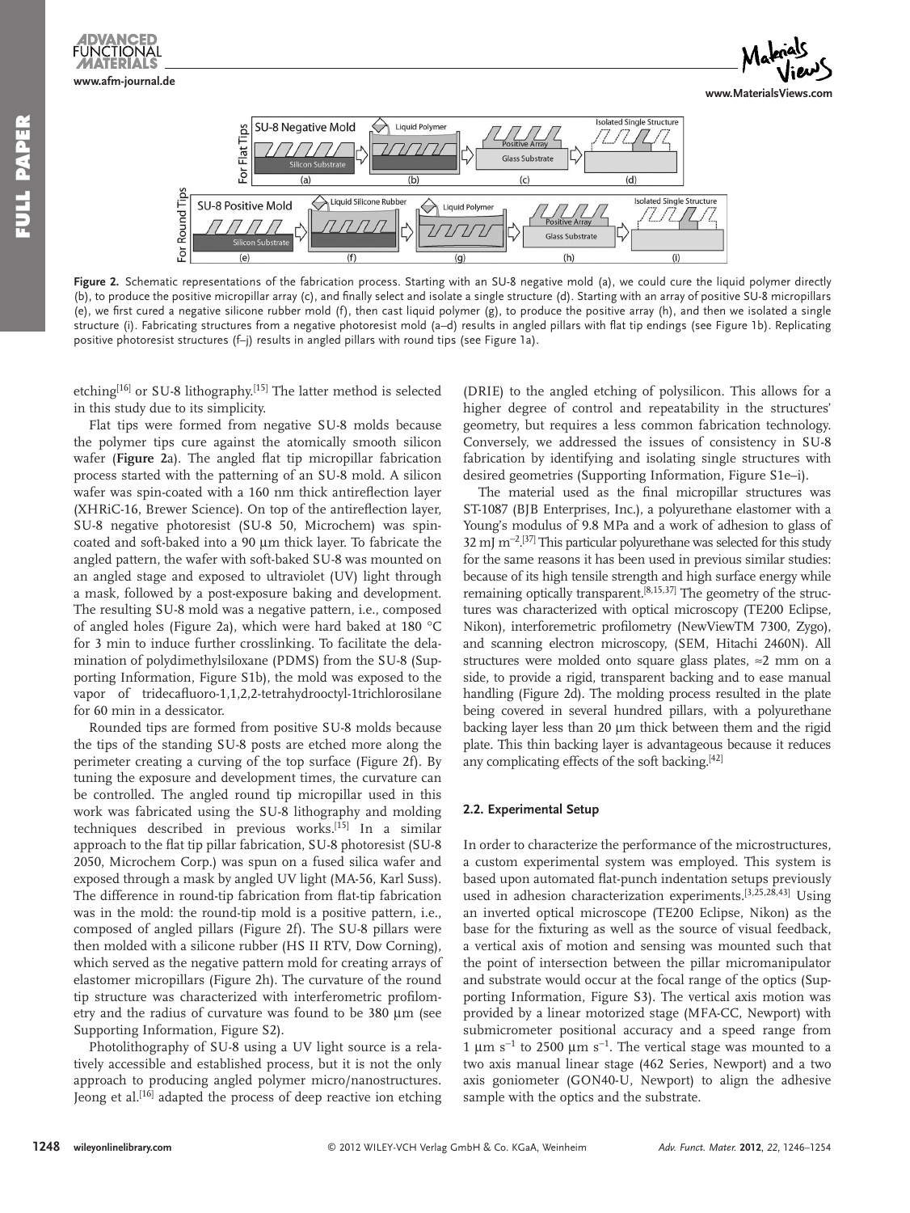**Figure 2.** Schematic representations of the fabrication process. Starting with an SU-8 negative mold (a), we could cure the liquid polymer directly (b), to produce the positive micropillar array (c), and finally select and isolate a single structure (d). Starting with an array of positive SU-8 micropillars (e), we first cured a negative silicone rubber mold (f), then cast liquid polymer (g), to produce the positive array (h), and then we isolated a single structure (i). Fabricating structures from a negative photoresist mold (a–d) results in angled pillars with flat tip endings (see Figure 1b). Replicating positive photoresist structures (f–j) results in angled pillars with round tips (see Figure 1a).

etching[16] or SU-8 lithography.[15] The latter method is selected in this study due to its simplicity.

Flat tips were formed from negative SU-8 molds because the polymer tips cure against the atomically smooth silicon wafer (**Figure 2**a). The angled flat tip micropillar fabrication process started with the patterning of an SU-8 mold. A silicon wafer was spin-coated with a 160 nm thick antireflection layer (XHRiC-16, Brewer Science). On top of the antireflection layer, SU-8 negative photoresist (SU-8 50, Microchem) was spin-coated and soft-baked into a 90 µm thick layer. To fabricate the angled pattern, the wafer with soft-baked SU-8 was mounted on an angled stage and exposed to ultraviolet (UV) light through a mask, followed by a post-exposure baking and development. The resulting SU-8 mold was a negative pattern, i.e., composed of angled holes (Figure 2a), which were hard baked at 180 °C for 3 min to induce further crosslinking. To facilitate the delamination of polydimethylsiloxane (PDMS) from the SU-8 (Supporting Information, Figure S1b), the mold was exposed to the vapor of tridecafluoro-1,1,2,2-tetrahydrooctyl-1trichlorosilane for 60 min in a dessicator.

Rounded tips are formed from positive SU-8 molds because the tips of the standing SU-8 posts are etched more along the perimeter creating a curving of the top surface (Figure 2f). By tuning the exposure and development times, the curvature can be controlled. The angled round tip micropillar used in this work was fabricated using the SU-8 lithography and molding techniques described in previous works.[15] In a similar approach to the flat tip pillar fabrication, SU-8 photoresist (SU-8 2050, Microchem Corp.) was spun on a fused silica wafer and exposed through a mask by angled UV light (MA-56, Karl Suss). The difference in round-tip fabrication from flat-tip fabrication was in the mold: the round-tip mold is a positive pattern, i.e., composed of angled pillars (Figure 2f). The SU-8 pillars were then molded with a silicone rubber (HS II RTV, Dow Corning), which served as the negative pattern mold for creating arrays of elastomer micropillars (Figure 2h). The curvature of the round tip structure was characterized with interferometric profilometry and the radius of curvature was found to be 380 µm (see Supporting Information, Figure S2).

Photolithography of SU-8 using a UV light source is a relatively accessible and established process, but it is not the only approach to producing angled polymer micro/nanostructures. Jeong et al.[16] adapted the process of deep reactive ion etching (DRIE) to the angled etching of polysilicon. This allows for a higher degree of control and repeatability in the structures' geometry, but requires a less common fabrication technology. Conversely, we addressed the issues of consistency in SU-8 fabrication by identifying and isolating single structures with desired geometries (Supporting Information, Figure S1e–i).

The material used as the final micropillar structures was ST-1087 (BJB Enterprises, Inc.), a polyurethane elastomer with a Young's modulus of 9.8 MPa and a work of adhesion to glass of 32 mJ $m^{-2}$.[37] This particular polyurethane was selected for this study for the same reasons it has been used in previous similar studies: because of its high tensile strength and high surface energy while remaining optically transparent.[8,15,37] The geometry of the structures was characterized with optical microscopy (TE200 Eclipse, Nikon), interferometric profilometry (NewViewTM 7300, Zygo), and scanning electron microscopy, (SEM, Hitachi 2460N). All structures were molded onto square glass plates, ≈2 mm on a side, to provide a rigid, transparent backing and to ease manual handling (Figure 2d). The molding process resulted in the plate being covered in several hundred pillars, with a polyurethane backing layer less than 20 µm thick between them and the rigid plate. This thin backing layer is advantageous because it reduces any complicating effects of the soft backing.[42]

### 2.2. Experimental Setup

In order to characterize the performance of the microstructures, a custom experimental system was employed. This system is based upon automated flat-punch indentation setups previously used in adhesion characterization experiments.[3,25,28,43] Using an inverted optical microscope (TE200 Eclipse, Nikon) as the base for the fixturing as well as the source of visual feedback, a vertical axis of motion and sensing was mounted such that the point of intersection between the pillar micromanipulator and substrate would occur at the focal range of the optics (Supporting Information, Figure S3). The vertical axis motion was provided by a linear motorized stage (MFA-CC, Newport) with submicrometer positional accuracy and a speed range from 1 µm $s^{-1}$ to 2500 µm $s^{-1}$. The vertical stage was mounted to a two axis manual linear stage (462 Series, Newport) and a two axis goniometer (GON40-U, Newport) to align the adhesive sample with the optics and the substrate.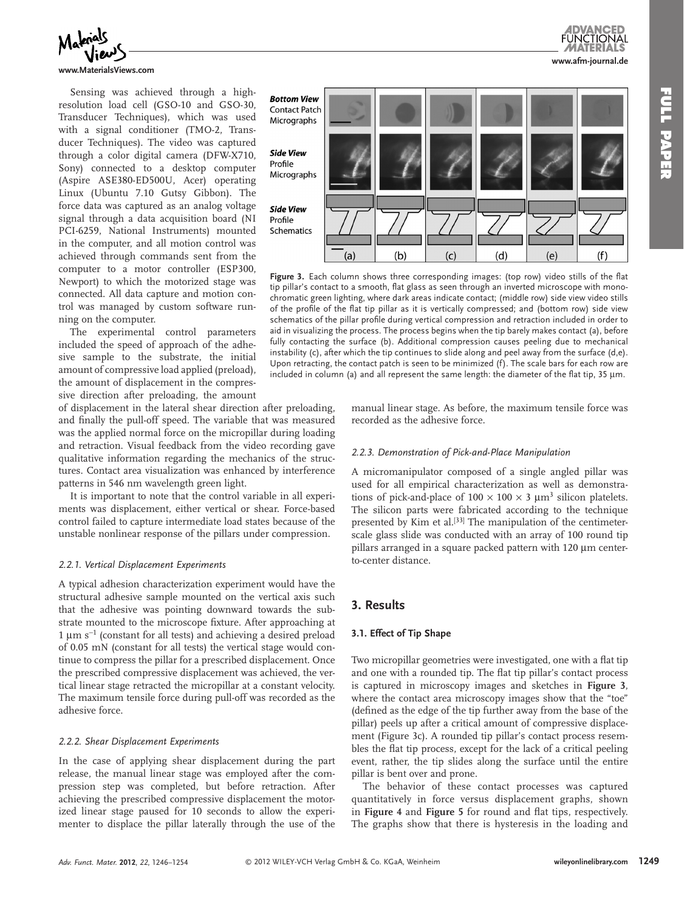Sensing was achieved through a high-resolution load cell (GSO-10 and GSO-30, Transducer Techniques), which was used with a signal conditioner (TMO-2, Transducer Techniques). The video was captured through a color digital camera (DFW-X710, Sony) connected to a desktop computer (Aspire ASE380-ED500U, Acer) operating Linux (Ubuntu 7.10 Gutsy Gibbon). The force data was captured as an analog voltage signal through a data acquisition board (NI PCI-6259, National Instruments) mounted in the computer, and all motion control was achieved through commands sent from the computer to a motor controller (ESP300, Newport) to which the motorized stage was connected. All data capture and motion control was managed by custom software running on the computer.

The experimental control parameters included the speed of approach of the adhesive sample to the substrate, the initial amount of compressive load applied (preload), the amount of displacement in the compressive direction after preloading, the amount of displacement in the lateral shear direction after preloading, and finally the pull-off speed. The variable that was measured was the applied normal force on the micropillar during loading and retraction. Visual feedback from the video recording gave qualitative information regarding the mechanics of the structures. Contact area visualization was enhanced by interference patterns in 546 nm wavelength green light.

It is important to note that the control variable in all experiments was displacement, either vertical or shear. Force-based control failed to capture intermediate load states because of the unstable nonlinear response of the pillars under compression.

Bottom View Contact Patch Micrographs

Side View Profile Micrographs

Side View Profile Schematics

(a) (b) (c) (d) (e) (f)

**Figure 3.** Each column shows three corresponding images: (top row) video stills of the flat tip pillar's contact to a smooth, flat glass as seen through an inverted microscope with monochromatic green lighting, where dark areas indicate contact; (middle row) side view video stills of the profile of the flat tip pillar as it is vertically compressed; and (bottom row) side view schematics of the pillar profile during vertical compression and retraction included in order to aid in visualizing the process. The process begins when the tip barely makes contact (a), before fully contacting the surface (b). Additional compression causes peeling due to mechanical instability (c), after which the tip continues to slide along and peel away from the surface (d,e). Upon retracting, the contact patch is seen to be minimized (f). The scale bars for each row are included in column (a) and all represent the same length: the diameter of the flat tip, 35 μm.

#### *2.2.1. Vertical Displacement Experiments*

A typical adhesion characterization experiment would have the structural adhesive sample mounted on the vertical axis such that the adhesive was pointing downward towards the substrate mounted to the microscope fixture. After approaching at 1 μm $s^{-1}$ (constant for all tests) and achieving a desired preload of 0.05 mN (constant for all tests) the vertical stage would continue to compress the pillar for a prescribed displacement. Once the prescribed compressive displacement was achieved, the vertical linear stage retracted the micropillar at a constant velocity. The maximum tensile force during pull-off was recorded as the adhesive force.

#### *2.2.2. Shear Displacement Experiments*

In the case of applying shear displacement during the part release, the manual linear stage was employed after the compression step was completed, but before retraction. After achieving the prescribed compressive displacement the motorized linear stage paused for 10 seconds to allow the experimenter to displace the pillar laterally through the use of the manual linear stage. As before, the maximum tensile force was recorded as the adhesive force.

#### *2.2.3. Demonstration of Pick-and-Place Manipulation*

A micromanipulator composed of a single angled pillar was used for all empirical characterization as well as demonstrations of pick-and-place of 100 × 100 × 3 $\mu m^3$ silicon platelets. The silicon parts were fabricated according to the technique presented by Kim et al.[33] The manipulation of the centimeter-scale glass slide was conducted with an array of 100 round tip pillars arranged in a square packed pattern with 120 μm center-to-center distance.

## 3. Results

### 3.1. Effect of Tip Shape

Two micropillar geometries were investigated, one with a flat tip and one with a rounded tip. The flat tip pillar's contact process is captured in microscopy images and sketches in **Figure 3**, where the contact area microscopy images show that the "toe" (defined as the edge of the tip further away from the base of the pillar) peels up after a critical amount of compressive displacement (Figure 3c). A rounded tip pillar's contact process resembles the flat tip process, except for the lack of a critical peeling event, rather, the tip slides along the surface until the entire pillar is bent over and prone.

The behavior of these contact processes was captured quantitatively in force versus displacement graphs, shown in **Figure 4** and **Figure 5** for round and flat tips, respectively. The graphs show that there is hysteresis in the loading and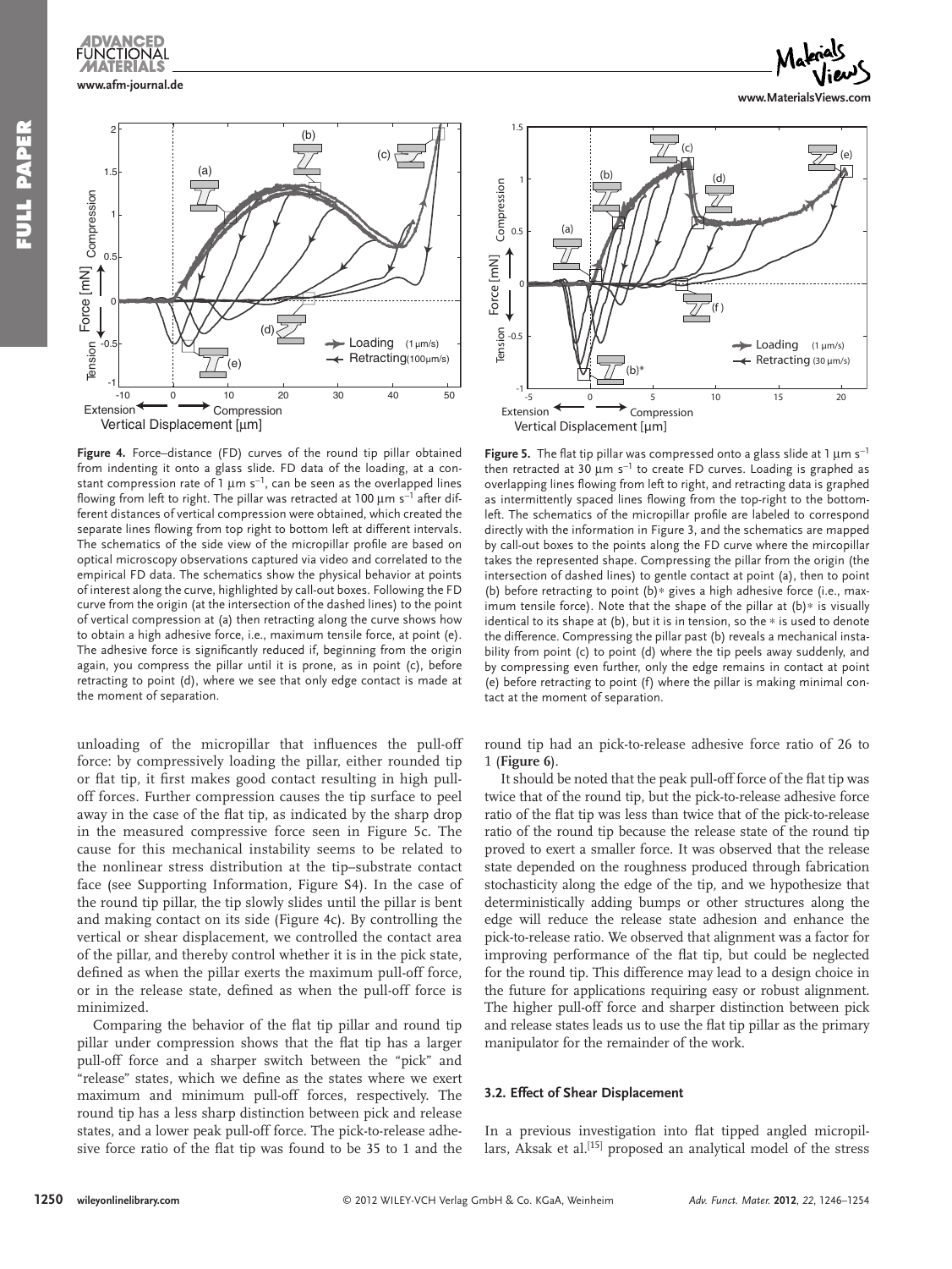2
(b)
(c)
1.5
(a)
1
Compression
0.5
Force [mN]
0
Tension
-0.5
(d)
Loading (1 μm/s)
Retracting(100μm/s)
(e)
-1
-10 0 10 20 30 40 50
Extension Compression
Vertical Displacement [μm]

**Figure 4.** Force–distance (FD) curves of the round tip pillar obtained from indenting it onto a glass slide. FD data of the loading, at a constant compression rate of 1 μm $s^{-1}$, can be seen as the overlapped lines flowing from left to right. The pillar was retracted at 100 μm $s^{-1}$ after different distances of vertical compression were obtained, which created the separate lines flowing from top right to bottom left at different intervals. The schematics of the side view of the micropillar profile are based on optical microscopy observations captured via video and correlated to the empirical FD data. The schematics show the physical behavior at points of interest along the curve, highlighted by call-out boxes. Following the FD curve from the origin (at the intersection of the dashed lines) to the point of vertical compression at (a) then retracting along the curve shows how to obtain a high adhesive force, i.e., maximum tensile force, at point (e). The adhesive force is significantly reduced if, beginning from the origin again, you compress the pillar until it is prone, as in point (c), before retracting to point (d), where we see that only edge contact is made at the moment of separation.

1.5
(c)
(e)
(b)
(d)
1
Compression
0.5
(a)
Force [mN]
0
(f)
Tension
-0.5
Loading (1 μm/s)
Retracting (30 μm/s)
(b)*
-1
-5 0 5 10 15 20
Extension Compression
Vertical Displacement [μm]

**Figure 5.** The flat tip pillar was compressed onto a glass slide at 1 μm $s^{-1}$ then retracted at 30 μm $s^{-1}$ to create FD curves. Loading is graphed as overlapping lines flowing from left to right, and retracting data is graphed as intermittently spaced lines flowing from the top-right to the bottom-left. The schematics of the micropillar profile are labeled to correspond directly with the information in Figure 3, and the schematics are mapped by call-out boxes to the points along the FD curve where the mircopillar takes the represented shape. Compressing the pillar from the origin (the intersection of dashed lines) to gentle contact at point (a), then to point (b) before retracting to point (b)* gives a high adhesive force (i.e., maximum tensile force). Note that the shape of the pillar at (b)* is visually identical to its shape at (b), but it is in tension, so the * is used to denote the difference. Compressing the pillar past (b) reveals a mechanical instability from point (c) to point (d) where the tip peels away suddenly, and by compressing even further, only the edge remains in contact at point (e) before retracting to point (f) where the pillar is making minimal contact at the moment of separation.

unloading of the micropillar that influences the pull-off force: by compressively loading the pillar, either rounded tip or flat tip, it first makes good contact resulting in high pull-off forces. Further compression causes the tip surface to peel away in the case of the flat tip, as indicated by the sharp drop in the measured compressive force seen in Figure 5c. The cause for this mechanical instability seems to be related to the nonlinear stress distribution at the tip–substrate contact face (see Supporting Information, Figure S4). In the case of the round tip pillar, the tip slowly slides until the pillar is bent and making contact on its side (Figure 4c). By controlling the vertical or shear displacement, we controlled the contact area of the pillar, and thereby control whether it is in the pick state, defined as when the pillar exerts the maximum pull-off force, or in the release state, defined as when the pull-off force is minimized.

Comparing the behavior of the flat tip pillar and round tip pillar under compression shows that the flat tip has a larger pull-off force and a sharper switch between the "pick" and "release" states, which we define as the states where we exert maximum and minimum pull-off forces, respectively. The round tip has a less sharp distinction between pick and release states, and a lower peak pull-off force. The pick-to-release adhesive force ratio of the flat tip was found to be 35 to 1 and the round tip had an pick-to-release adhesive force ratio of 26 to 1 (**Figure 6**).

It should be noted that the peak pull-off force of the flat tip was twice that of the round tip, but the pick-to-release adhesive force ratio of the flat tip was less than twice that of the pick-to-release ratio of the round tip because the release state of the round tip proved to exert a smaller force. It was observed that the release state depended on the roughness produced through fabrication stochasticity along the edge of the tip, and we hypothesize that deterministically adding bumps or other structures along the edge will reduce the release state adhesion and enhance the pick-to-release ratio. We observed that alignment was a factor for improving performance of the flat tip, but could be neglected for the round tip. This difference may lead to a design choice in the future for applications requiring easy or robust alignment. The higher pull-off force and sharper distinction between pick and release states leads us to use the flat tip pillar as the primary manipulator for the remainder of the work.

### 3.2. Effect of Shear Displacement

In a previous investigation into flat tipped angled micropillars, Aksak et al.[15] proposed an analytical model of the stress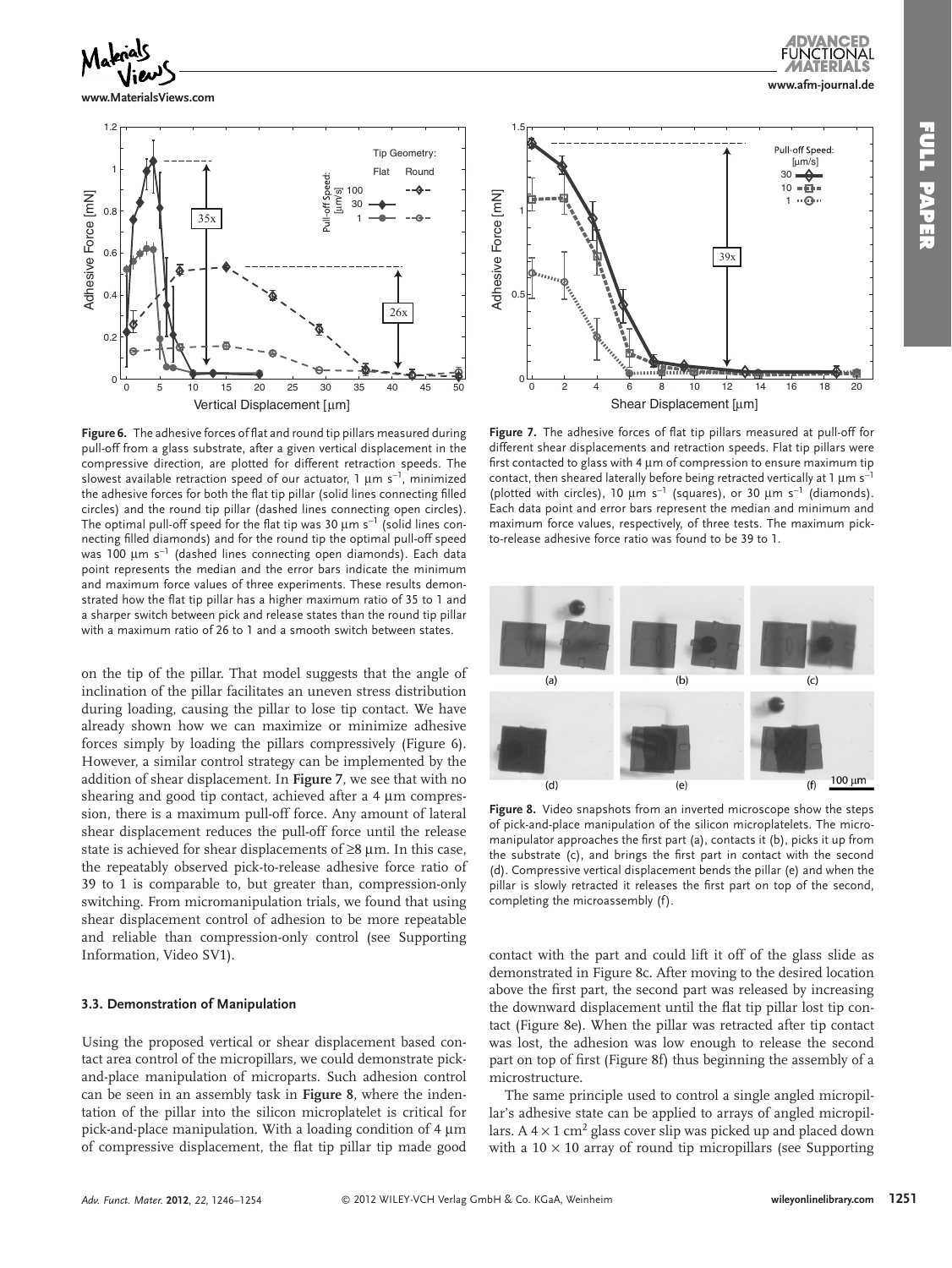**Figure 6.** The adhesive forces of flat and round tip pillars measured during pull-off from a glass substrate, after a given vertical displacement in the compressive direction, are plotted for different retraction speeds. The slowest available retraction speed of our actuator, 1 μm s$^{-1}$, minimized the adhesive forces for both the flat tip pillar (solid lines connecting filled circles) and the round tip pillar (dashed lines connecting open circles). The optimal pull-off speed for the flat tip was 30 μm s$^{-1}$ (solid lines connecting filled diamonds) and for the round tip the optimal pull-off speed was 100 μm s$^{-1}$ (dashed lines connecting open diamonds). Each data point represents the median and the error bars indicate the minimum and maximum force values of three experiments. These results demonstrated how the flat tip pillar has a higher maximum ratio of 35 to 1 and a sharper switch between pick and release states than the round tip pillar with a maximum ratio of 26 to 1 and a smooth switch between states.

**Figure 7.** The adhesive forces of flat tip pillars measured at pull-off for different shear displacements and retraction speeds. Flat tip pillars were first contacted to glass with 4 μm of compression to ensure maximum tip contact, then sheared laterally before being retracted vertically at 1 μm s$^{-1}$ (plotted with circles), 10 μm s$^{-1}$ (squares), or 30 μm s$^{-1}$ (diamonds). Each data point and error bars represent the median and minimum and maximum force values, respectively, of three tests. The maximum pick-to-release adhesive force ratio was found to be 39 to 1.

on the tip of the pillar. That model suggests that the angle of inclination of the pillar facilitates an uneven stress distribution during loading, causing the pillar to lose tip contact. We have already shown how we can maximize or minimize adhesive forces simply by loading the pillars compressively (Figure 6). However, a similar control strategy can be implemented by the addition of shear displacement. In **Figure 7**, we see that with no shearing and good tip contact, achieved after a 4 μm compression, there is a maximum pull-off force. Any amount of lateral shear displacement reduces the pull-off force until the release state is achieved for shear displacements of ≥8 μm. In this case, the repeatably observed pick-to-release adhesive force ratio of 39 to 1 is comparable to, but greater than, compression-only switching. From micromanipulation trials, we found that using shear displacement control of adhesion to be more repeatable and reliable than compression-only control (see Supporting Information, Video SV1).

### 3.3. Demonstration of Manipulation

Using the proposed vertical or shear displacement based contact area control of the micropillars, we could demonstrate pick-and-place manipulation of microparts. Such adhesion control can be seen in an assembly task in **Figure 8**, where the indentation of the pillar into the silicon microplatelet is critical for pick-and-place manipulation. With a loading condition of 4 μm of compressive displacement, the flat tip pillar tip made good contact with the part and could lift it off of the glass slide as demonstrated in Figure 8c. After moving to the desired location above the first part, the second part was released by increasing the downward displacement until the flat tip pillar lost tip contact (Figure 8e). When the pillar was retracted after tip contact was lost, the adhesion was low enough to release the second part on top of first (Figure 8f) thus beginning the assembly of a microstructure.

**Figure 8.** Video snapshots from an inverted microscope show the steps of pick-and-place manipulation of the silicon microplatelets. The micromanipulator approaches the first part (a), contacts it (b), picks it up from the substrate (c), and brings the first part in contact with the second (d). Compressive vertical displacement bends the pillar (e) and when the pillar is slowly retracted it releases the first part on top of the second, completing the microassembly (f).

The same principle used to control a single angled micropillar's adhesive state can be applied to arrays of angled micropillars. A 4 × 1 cm$^2$ glass cover slip was picked up and placed down with a 10 × 10 array of round tip micropillars (see Supporting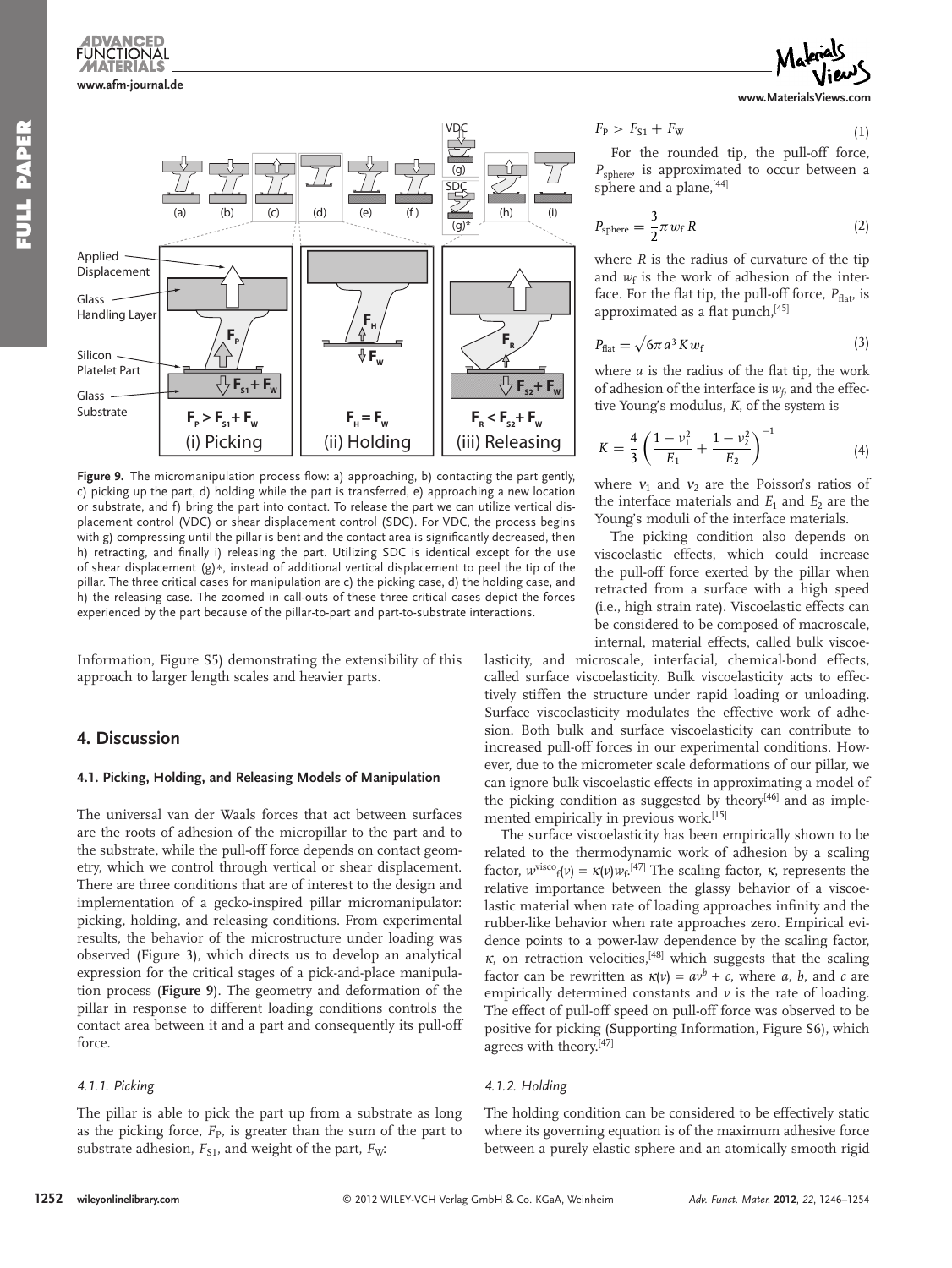Figure 9. The micromanipulation process flow: a) approaching, b) contacting the part gently, c) picking up the part, d) holding while the part is transferred, e) approaching a new location or substrate, and f) bring the part into contact. To release the part we can utilize vertical displacement control (VDC) or shear displacement control (SDC). For VDC, the process begins with g) compressing until the pillar is bent and the contact area is significantly decreased, then h) retracting, and finally i) releasing the part. Utilizing SDC is identical except for the use of shear displacement (g)*, instead of additional vertical displacement to peel the tip of the pillar. The three critical cases for manipulation are c) the picking case, d) the holding case, and h) the releasing case. The zoomed in call-outs of these three critical cases depict the forces experienced by the part because of the pillar-to-part and part-to-substrate interactions.

Information, Figure S5) demonstrating the extensibility of this approach to larger length scales and heavier parts.

## 4. Discussion

### 4.1. Picking, Holding, and Releasing Models of Manipulation

The universal van der Waals forces that act between surfaces are the roots of adhesion of the micropillar to the part and to the substrate, while the pull-off force depends on contact geometry, which we control through vertical or shear displacement. There are three conditions that are of interest to the design and implementation of a gecko-inspired pillar micromanipulator: picking, holding, and releasing conditions. From experimental results, the behavior of the microstructure under loading was observed (Figure 3), which directs us to develop an analytical expression for the critical stages of a pick-and-place manipulation process (**Figure 9**). The geometry and deformation of the pillar in response to different loading conditions controls the contact area between it and a part and consequently its pull-off force.

#### 4.1.1. Picking

The pillar is able to pick the part up from a substrate as long as the picking force, $F_P$, is greater than the sum of the part to substrate adhesion, $F_{S1}$, and weight of the part, $F_W$:

$$F_P > F_{S1} + F_W \tag{1}$$

For the rounded tip, the pull-off force, $P_{sphere}$, is approximated to occur between a sphere and a plane,[44]

$$P_{sphere} = \frac{3}{2}\pi w_f R \tag{2}$$

where $R$ is the radius of curvature of the tip and $w_f$ is the work of adhesion of the interface. For the flat tip, the pull-off force, $P_{flat}$, is approximated as a flat punch,[45]

$$P_{flat} = \sqrt{6\pi a^3 K w_f} \tag{3}$$

where $a$ is the radius of the flat tip, the work of adhesion of the interface is $w_f$, and the effective Young's modulus, $K$, of the system is

$$K = \frac{4}{3}\left(\frac{1-\nu_1^2}{E_1} + \frac{1-\nu_2^2}{E_2}\right)^{-1} \tag{4}$$

where $\nu_1$ and $\nu_2$ are the Poisson's ratios of the interface materials and $E_1$ and $E_2$ are the Young's moduli of the interface materials.

The picking condition also depends on viscoelastic effects, which could increase the pull-off force exerted by the pillar when retracted from a surface with a high speed (i.e., high strain rate). Viscoelastic effects can be considered to be composed of macroscale, internal, material effects, called bulk viscoelasticity, and microscale, interfacial, chemical-bond effects, called surface viscoelasticity. Bulk viscoelasticity acts to effectively stiffen the structure under rapid loading or unloading. Surface viscoelasticity modulates the effective work of adhesion. Both bulk and surface viscoelasticity can contribute to increased pull-off forces in our experimental conditions. However, due to the micrometer scale deformations of our pillar, we can ignore bulk viscoelastic effects in approximating a model of the picking condition as suggested by theory[46] and as implemented empirically in previous work.[15]

The surface viscoelasticity has been empirically shown to be related to the thermodynamic work of adhesion by a scaling factor, $w^{visco}{}_f(\nu) = \kappa(\nu)w_f$.[47] The scaling factor, $\kappa$, represents the relative importance between the glassy behavior of a viscoelastic material when rate of loading approaches infinity and the rubber-like behavior when rate approaches zero. Empirical evidence points to a power-law dependence by the scaling factor, $\kappa$, on retraction velocities,[48] which suggests that the scaling factor can be rewritten as $\kappa(\nu) = a\nu^b + c$, where $a$, $b$, and $c$ are empirically determined constants and $\nu$ is the rate of loading. The effect of pull-off speed on pull-off force was observed to be positive for picking (Supporting Information, Figure S6), which agrees with theory.[47]

#### 4.1.2. Holding

The holding condition can be considered to be effectively static where its governing equation is of the maximum adhesive force between a purely elastic sphere and an atomically smooth rigid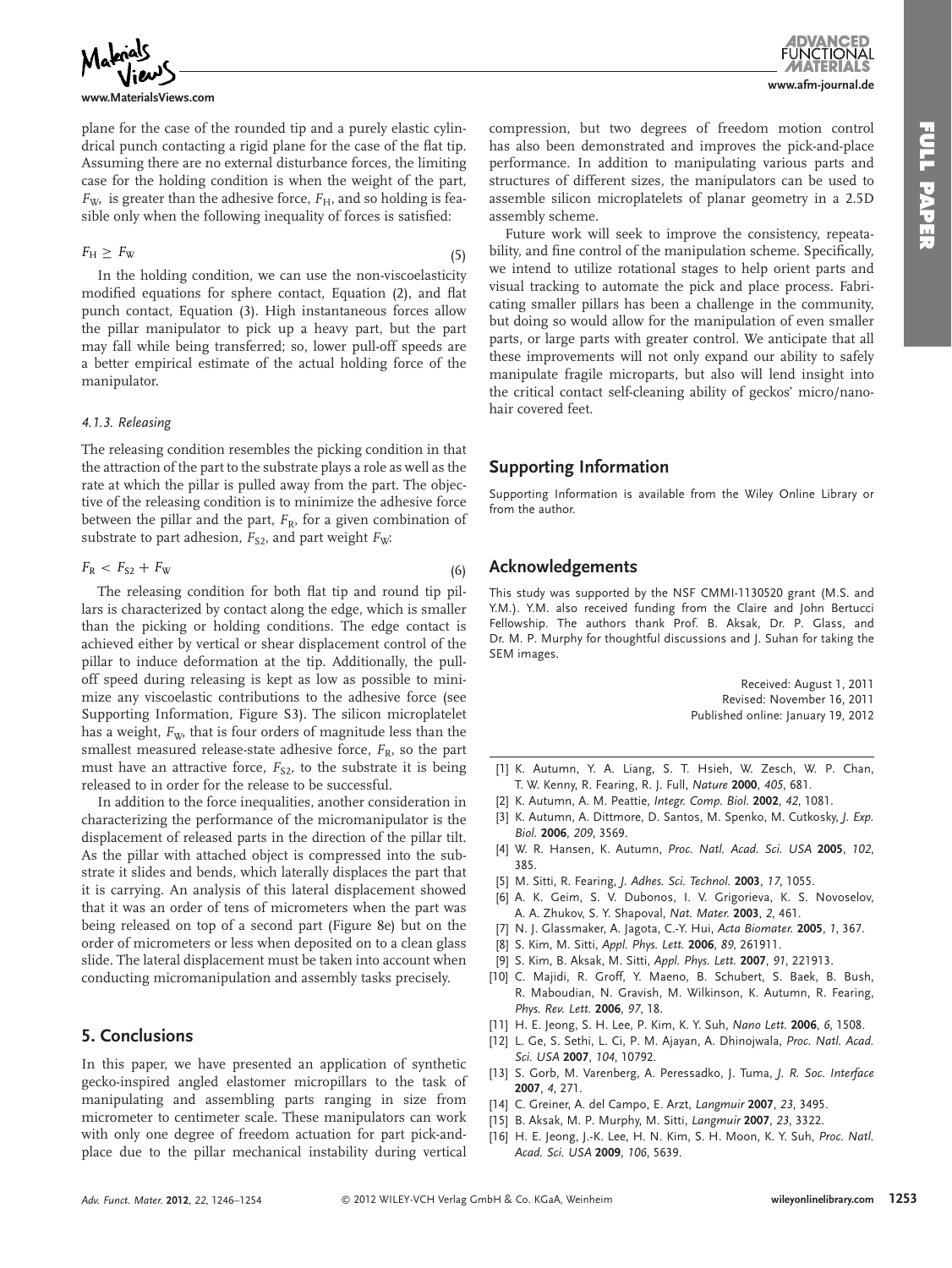plane for the case of the rounded tip and a purely elastic cylindrical punch contacting a rigid plane for the case of the flat tip. Assuming there are no external disturbance forces, the limiting case for the holding condition is when the weight of the part, $F_W$, is greater than the adhesive force, $F_H$, and so holding is feasible only when the following inequality of forces is satisfied:

$$F_H \geq F_W \tag{5}$$

In the holding condition, we can use the non-viscoelasticity modified equations for sphere contact, Equation (2), and flat punch contact, Equation (3). High instantaneous forces allow the pillar manipulator to pick up a heavy part, but the part may fall while being transferred; so, lower pull-off speeds are a better empirical estimate of the actual holding force of the manipulator.

#### 4.1.3. Releasing

The releasing condition resembles the picking condition in that the attraction of the part to the substrate plays a role as well as the rate at which the pillar is pulled away from the part. The objective of the releasing condition is to minimize the adhesive force between the pillar and the part, $F_R$, for a given combination of substrate to part adhesion, $F_{S2}$, and part weight $F_W$:

$$F_R < F_{S2} + F_W \tag{6}$$

The releasing condition for both flat tip and round tip pillars is characterized by contact along the edge, which is smaller than the picking or holding conditions. The edge contact is achieved either by vertical or shear displacement control of the pillar to induce deformation at the tip. Additionally, the pull-off speed during releasing is kept as low as possible to minimize any viscoelastic contributions to the adhesive force (see Supporting Information, Figure S3). The silicon microplatelet has a weight, $F_W$, that is four orders of magnitude less than the smallest measured release-state adhesive force, $F_R$, so the part must have an attractive force, $F_{S2}$, to the substrate it is being released to in order for the release to be successful.

In addition to the force inequalities, another consideration in characterizing the performance of the micromanipulator is the displacement of released parts in the direction of the pillar tilt. As the pillar with attached object is compressed into the substrate it slides and bends, which laterally displaces the part that it is carrying. An analysis of this lateral displacement showed that it was an order of tens of micrometers when the part was being released on top of a second part (Figure 8e) but on the order of micrometers or less when deposited on to a clean glass slide. The lateral displacement must be taken into account when conducting micromanipulation and assembly tasks precisely.

## 5. Conclusions

In this paper, we have presented an application of synthetic gecko-inspired angled elastomer micropillars to the task of manipulating and assembling parts ranging in size from micrometer to centimeter scale. These manipulators can work with only one degree of freedom actuation for part pick-and-place due to the pillar mechanical instability during vertical compression, but two degrees of freedom motion control has also been demonstrated and improves the pick-and-place performance. In addition to manipulating various parts and structures of different sizes, the manipulators can be used to assemble silicon microplatelets of planar geometry in a 2.5D assembly scheme.

Future work will seek to improve the consistency, repeatability, and fine control of the manipulation scheme. Specifically, we intend to utilize rotational stages to help orient parts and visual tracking to automate the pick and place process. Fabricating smaller pillars has been a challenge in the community, but doing so would allow for the manipulation of even smaller parts, or large parts with greater control. We anticipate that all these improvements will not only expand our ability to safely manipulate fragile microparts, but also will lend insight into the critical contact self-cleaning ability of geckos' micro/nanohair covered feet.

## Supporting Information

Supporting Information is available from the Wiley Online Library or from the author.

## Acknowledgements

This study was supported by the NSF CMMI-1130520 grant (M.S. and Y.M.). Y.M. also received funding from the Claire and John Bertucci Fellowship. The authors thank Prof. B. Aksak, Dr. P. Glass, and Dr. M. P. Murphy for thoughtful discussions and J. Suhan for taking the SEM images.

Received: August 1, 2011
Revised: November 16, 2011
Published online: January 19, 2012

[1] K. Autumn, Y. A. Liang, S. T. Hsieh, W. Zesch, W. P. Chan, T. W. Kenny, R. Fearing, R. J. Full, *Nature* **2000**, *405*, 681.
[2] K. Autumn, A. M. Peattie, *Integr. Comp. Biol.* **2002**, *42*, 1081.
[3] K. Autumn, A. Dittmore, D. Santos, M. Spenko, M. Cutkosky, *J. Exp. Biol.* **2006**, *209*, 3569.
[4] W. R. Hansen, K. Autumn, *Proc. Natl. Acad. Sci. USA* **2005**, *102*, 385.
[5] M. Sitti, R. Fearing, *J. Adhes. Sci. Technol.* **2003**, *17*, 1055.
[6] A. K. Geim, S. V. Dubonos, I. V. Grigorieva, K. S. Novoselov, A. A. Zhukov, S. Y. Shapoval, *Nat. Mater.* **2003**, *2*, 461.
[7] N. J. Glassmaker, A. Jagota, C.-Y. Hui, *Acta Biomater.* **2005**, *1*, 367.
[8] S. Kim, M. Sitti, *Appl. Phys. Lett.* **2006**, *89*, 261911.
[9] S. Kim, B. Aksak, M. Sitti, *Appl. Phys. Lett.* **2007**, *91*, 221913.
[10] C. Majidi, R. Groff, Y. Maeno, B. Schubert, S. Baek, B. Bush, R. Maboudian, N. Gravish, M. Wilkinson, K. Autumn, R. Fearing, *Phys. Rev. Lett.* **2006**, *97*, 18.
[11] H. E. Jeong, S. H. Lee, P. Kim, K. Y. Suh, *Nano Lett.* **2006**, *6*, 1508.
[12] L. Ge, S. Sethi, L. Ci, P. M. Ajayan, A. Dhinojwala, *Proc. Natl. Acad. Sci. USA* **2007**, *104*, 10792.
[13] S. Gorb, M. Varenberg, A. Peressadko, J. Tuma, *J. R. Soc. Interface* **2007**, *4*, 271.
[14] C. Greiner, A. del Campo, E. Arzt, *Langmuir* **2007**, *23*, 3495.
[15] B. Aksak, M. P. Murphy, M. Sitti, *Langmuir* **2007**, *23*, 3322.
[16] H. E. Jeong, J.-K. Lee, H. N. Kim, S. H. Moon, K. Y. Suh, *Proc. Natl. Acad. Sci. USA* **2009**, *106*, 5639.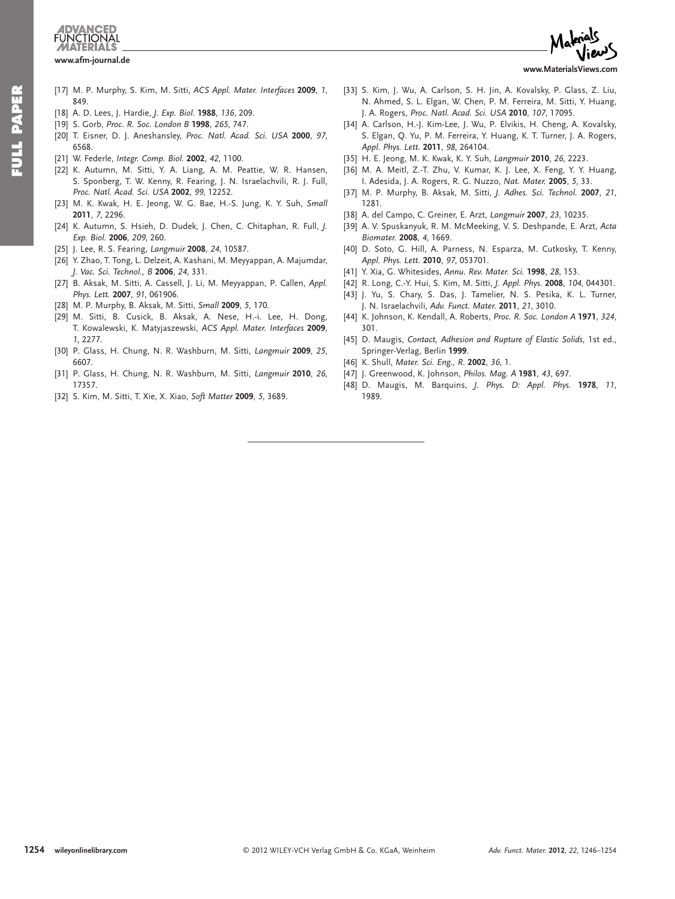[17] M. P. Murphy, S. Kim, M. Sitti, *ACS Appl. Mater. Interfaces* **2009**, *1*, 849.

[18] A. D. Lees, J. Hardie, *J. Exp. Biol.* **1988**, *136*, 209.

[19] S. Gorb, *Proc. R. Soc. London B* **1998**, *265*, 747.

[20] T. Eisner, D. J. Aneshansley, *Proc. Natl. Acad. Sci. USA* **2000**, *97*, 6568.

[21] W. Federle, *Integr. Comp. Biol.* **2002**, *42*, 1100.

[22] K. Autumn, M. Sitti, Y. A. Liang, A. M. Peattie, W. R. Hansen, S. Sponberg, T. W. Kenny, R. Fearing, J. N. Israelachvili, R. J. Full, *Proc. Natl. Acad. Sci. USA* **2002**, *99*, 12252.

[23] M. K. Kwak, H. E. Jeong, W. G. Bae, H.-S. Jung, K. Y. Suh, *Small* **2011**, *7*, 2296.

[24] K. Autumn, S. Hsieh, D. Dudek, J. Chen, C. Chitaphan, R. Full, *J. Exp. Biol.* **2006**, *209*, 260.

[25] J. Lee, R. S. Fearing, *Langmuir* **2008**, *24*, 10587.

[26] Y. Zhao, T. Tong, L. Delzeit, A. Kashani, M. Meyyappan, A. Majumdar, *J. Vac. Sci. Technol., B* **2006**, *24*, 331.

[27] B. Aksak, M. Sitti, A. Cassell, J. Li, M. Meyyappan, P. Callen, *Appl. Phys. Lett.* **2007**, *91*, 061906.

[28] M. P. Murphy, B. Aksak, M. Sitti, *Small* **2009**, *5*, 170.

[29] M. Sitti, B. Cusick, B. Aksak, A. Nese, H.-i. Lee, H. Dong, T. Kowalewski, K. Matyjaszewski, *ACS Appl. Mater. Interfaces* **2009**, *1*, 2277.

[30] P. Glass, H. Chung, N. R. Washburn, M. Sitti, *Langmuir* **2009**, *25*, 6607.

[31] P. Glass, H. Chung, N. R. Washburn, M. Sitti, *Langmuir* **2010**, *26*, 17357.

[32] S. Kim, M. Sitti, T. Xie, X. Xiao, *Soft Matter* **2009**, *5*, 3689.

[33] S. Kim, J. Wu, A. Carlson, S. H. Jin, A. Kovalsky, P. Glass, Z. Liu, N. Ahmed, S. L. Elgan, W. Chen, P. M. Ferreira, M. Sitti, Y. Huang, J. A. Rogers, *Proc. Natl. Acad. Sci. USA* **2010**, *107*, 17095.

[34] A. Carlson, H.-J. Kim-Lee, J. Wu, P. Elvikis, H. Cheng, A. Kovalsky, S. Elgan, Q. Yu, P. M. Ferreira, Y. Huang, K. T. Turner, J. A. Rogers, *Appl. Phys. Lett.* **2011**, *98*, 264104.

[35] H. E. Jeong, M. K. Kwak, K. Y. Suh, *Langmuir* **2010**, *26*, 2223.

[36] M. A. Meitl, Z.-T. Zhu, V. Kumar, K. J. Lee, X. Feng, Y. Y. Huang, I. Adesida, J. A. Rogers, R. G. Nuzzo, *Nat. Mater.* **2005**, *5*, 33.

[37] M. P. Murphy, B. Aksak, M. Sitti, *J. Adhes. Sci. Technol.* **2007**, *21*, 1281.

[38] A. del Campo, C. Greiner, E. Arzt, *Langmuir* **2007**, *23*, 10235.

[39] A. V. Spuskanyuk, R. M. McMeeking, V. S. Deshpande, E. Arzt, *Acta Biomater.* **2008**, *4*, 1669.

[40] D. Soto, G. Hill, A. Parness, N. Esparza, M. Cutkosky, T. Kenny, *Appl. Phys. Lett.* **2010**, *97*, 053701.

[41] Y. Xia, G. Whitesides, *Annu. Rev. Mater. Sci.* **1998**, *28*, 153.

[42] R. Long, C.-Y. Hui, S. Kim, M. Sitti, *J. Appl. Phys.* **2008**, *104*, 044301.

[43] J. Yu, S. Chary, S. Das, J. Tamelier, N. S. Pesika, K. L. Turner, J. N. Israelachvili, *Adv. Funct. Mater.* **2011**, *21*, 3010.

[44] K. Johnson, K. Kendall, A. Roberts, *Proc. R. Soc. London A* **1971**, *324*, 301.

[45] D. Maugis, *Contact, Adhesion and Rupture of Elastic Solids*, 1st ed., Springer-Verlag, Berlin **1999**.

[46] K. Shull, *Mater. Sci. Eng., R.* **2002**, *36*, 1.

[47] J. Greenwood, K. Johnson, *Philos. Mag. A* **1981**, *43*, 697.

[48] D. Maugis, M. Barquins, *J. Phys. D: Appl. Phys.* **1978**, *11*, 1989.